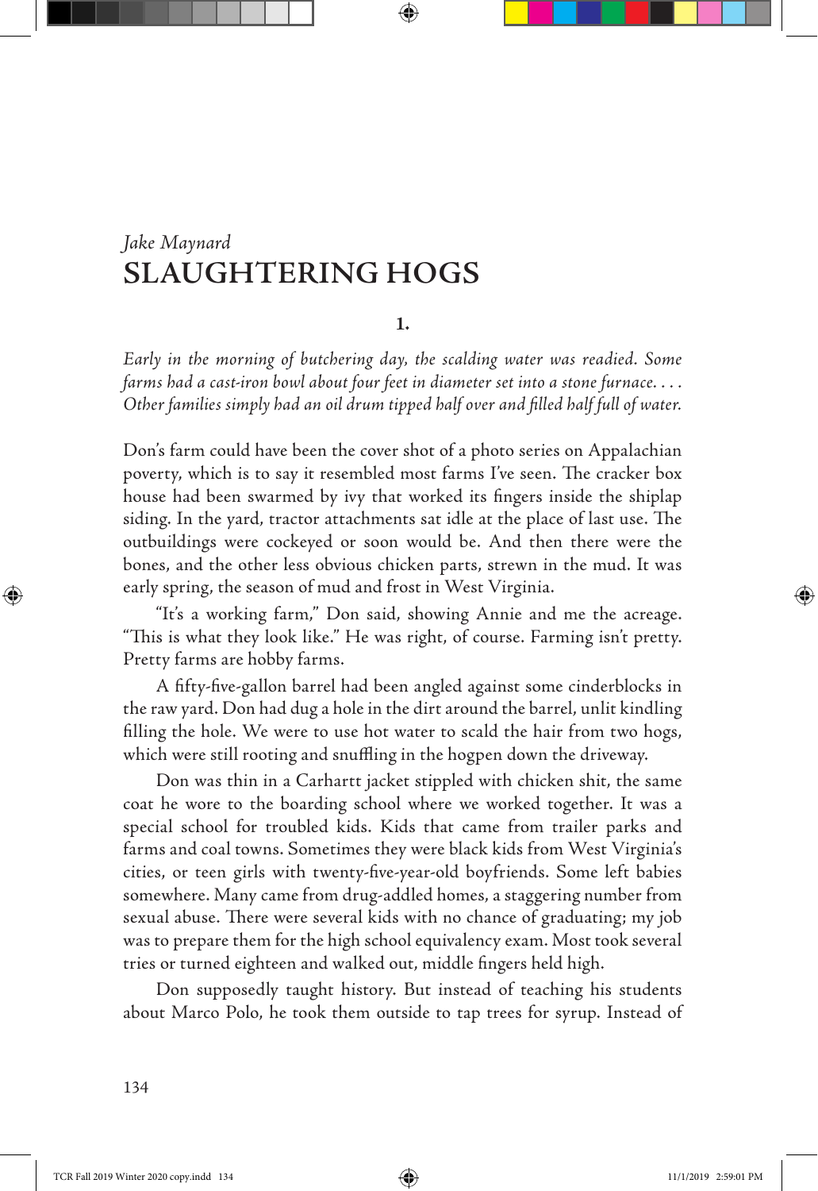*Jake Maynard*

# SLAUGHTERING HOGS

**1.**

*Early in the morning of butchering day, the scalding water was readied. Some farms had a cast-iron bowl about four feet in diameter set into a stone furnace. . . . Other families simply had an oil drum tipped half over and filled half full of water.*

Don's farm could have been the cover shot of a photo series on Appalachian poverty, which is to say it resembled most farms I've seen. The cracker box house had been swarmed by ivy that worked its fingers inside the shiplap siding. In the yard, tractor attachments sat idle at the place of last use. The outbuildings were cockeyed or soon would be. And then there were the bones, and the other less obvious chicken parts, strewn in the mud. It was early spring, the season of mud and frost in West Virginia.

"It's a working farm," Don said, showing Annie and me the acreage. "This is what they look like." He was right, of course. Farming isn't pretty. Pretty farms are hobby farms.

A fifty-five-gallon barrel had been angled against some cinderblocks in the raw yard. Don had dug a hole in the dirt around the barrel, unlit kindling filling the hole. We were to use hot water to scald the hair from two hogs, which were still rooting and snuffling in the hogpen down the driveway.

Don was thin in a Carhartt jacket stippled with chicken shit, the same coat he wore to the boarding school where we worked together. It was a special school for troubled kids. Kids that came from trailer parks and farms and coal towns. Sometimes they were black kids from West Virginia's cities, or teen girls with twenty-five-year-old boyfriends. Some left babies somewhere. Many came from drug-addled homes, a staggering number from sexual abuse. There were several kids with no chance of graduating; my job was to prepare them for the high school equivalency exam. Most took several tries or turned eighteen and walked out, middle fingers held high.

Don supposedly taught history. But instead of teaching his students about Marco Polo, he took them outside to tap trees for syrup. Instead of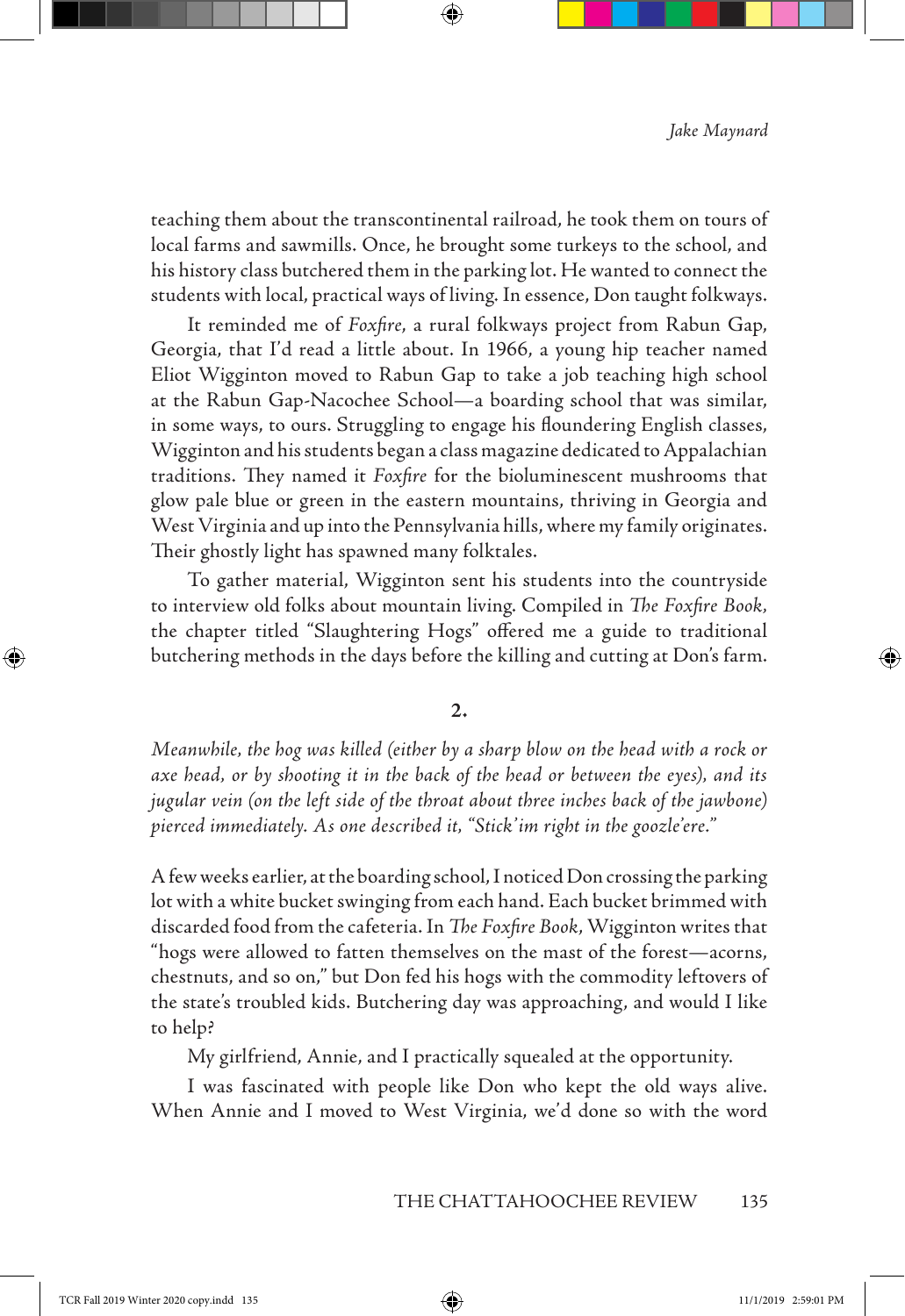teaching them about the transcontinental railroad, he took them on tours of local farms and sawmills. Once, he brought some turkeys to the school, and his history class butchered them in the parking lot. He wanted to connect the students with local, practical ways of living. In essence, Don taught folkways.

It reminded me of *Foxfire*, a rural folkways project from Rabun Gap, Georgia, that I'd read a little about. In 1966, a young hip teacher named Eliot Wigginton moved to Rabun Gap to take a job teaching high school at the Rabun Gap-Nacochee School—a boarding school that was similar, in some ways, to ours. Struggling to engage his floundering English classes, Wigginton and his students began a class magazine dedicated to Appalachian traditions. They named it *Foxfire* for the bioluminescent mushrooms that glow pale blue or green in the eastern mountains, thriving in Georgia and West Virginia and up into the Pennsylvania hills, where my family originates. Their ghostly light has spawned many folktales.

To gather material, Wigginton sent his students into the countryside to interview old folks about mountain living. Compiled in *The Foxfire Book*, the chapter titled "Slaughtering Hogs" offered me a guide to traditional butchering methods in the days before the killing and cutting at Don's farm.

## 2.

*Meanwhile, the hog was killed (either by a sharp blow on the head with a rock or axe head, or by shooting it in the back of the head or between the eyes), and its jugular vein (on the left side of the throat about three inches back of the jawbone) pierced immediately. As one described it, "Stick'im right in the goozle'ere."*

A few weeks earlier, at the boarding school, I noticed Don crossing the parking lot with a white bucket swinging from each hand. Each bucket brimmed with discarded food from the cafeteria. In *The Foxfire Book*, Wigginton writes that "hogs were allowed to fatten themselves on the mast of the forest—acorns, chestnuts, and so on," but Don fed his hogs with the commodity leftovers of the state's troubled kids. Butchering day was approaching, and would I like to help?

My girlfriend, Annie, and I practically squealed at the opportunity.

I was fascinated with people like Don who kept the old ways alive. When Annie and I moved to West Virginia, we'd done so with the word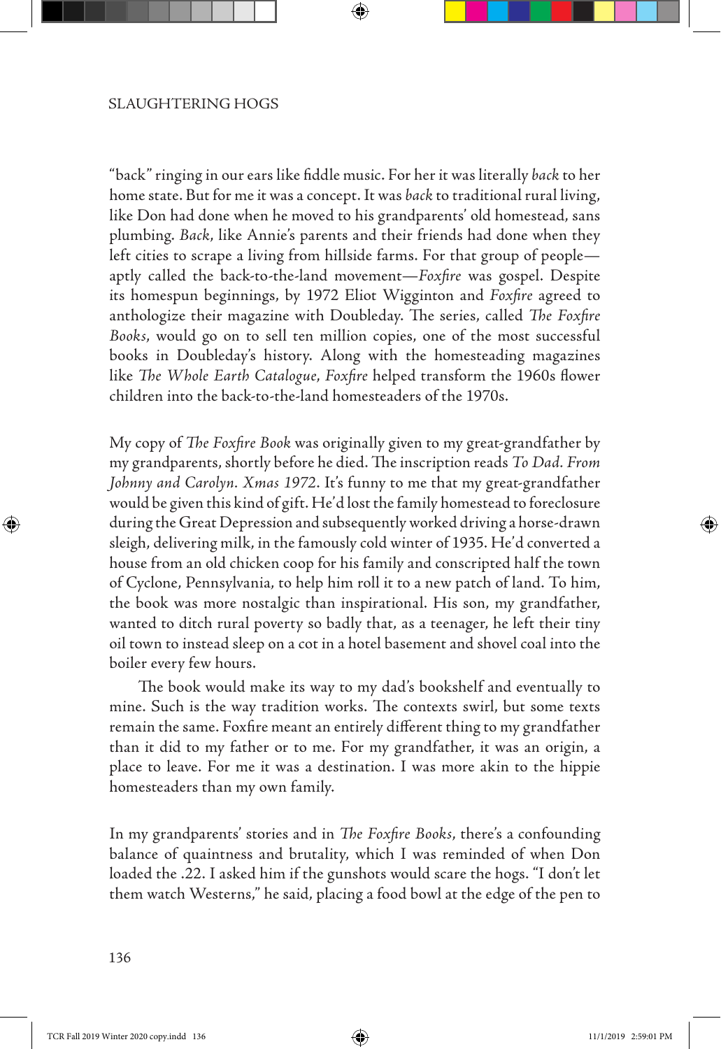"back" ringing in our ears like fiddle music. For her it was literally *back* to her home state. But for me it was a concept. It was *back* to traditional rural living, like Don had done when he moved to his grandparents' old homestead, sans plumbing. *Back*, like Annie's parents and their friends had done when they left cities to scrape a living from hillside farms. For that group of people—aptly called the back-to-the-land movement—*Foxfire* was gospel. Despite its homespun beginnings, by 1972 Eliot Wigginton and *Foxfire* agreed to anthologize their magazine with Doubleday. The series, called *The Foxfire Books*, would go on to sell ten million copies, one of the most successful books in Doubleday's history. Along with the homesteading magazines like *The Whole Earth Catalogue*, *Foxfire* helped transform the 1960s flower children into the back-to-the-land homesteaders of the 1970s.

My copy of *The Foxfire Book* was originally given to my great-grandfather by my grandparents, shortly before he died. The inscription reads *To Dad. From Johnny and Carolyn. Xmas 1972*. It's funny to me that my great-grandfather would be given this kind of gift. He'd lost the family homestead to foreclosure during the Great Depression and subsequently worked driving a horse-drawn sleigh, delivering milk, in the famously cold winter of 1935. He'd converted a house from an old chicken coop for his family and conscripted half the town of Cyclone, Pennsylvania, to help him roll it to a new patch of land. To him, the book was more nostalgic than inspirational. His son, my grandfather, wanted to ditch rural poverty so badly that, as a teenager, he left their tiny oil town to instead sleep on a cot in a hotel basement and shovel coal into the boiler every few hours.

The book would make its way to my dad's bookshelf and eventually to mine. Such is the way tradition works. The contexts swirl, but some texts remain the same. Foxfire meant an entirely different thing to my grandfather than it did to my father or to me. For my grandfather, it was an origin, a place to leave. For me it was a destination. I was more akin to the hippie homesteaders than my own family.

In my grandparents' stories and in *The Foxfire Books*, there's a confounding balance of quaintness and brutality, which I was reminded of when Don loaded the .22. I asked him if the gunshots would scare the hogs. "I don't let them watch Westerns," he said, placing a food bowl at the edge of the pen to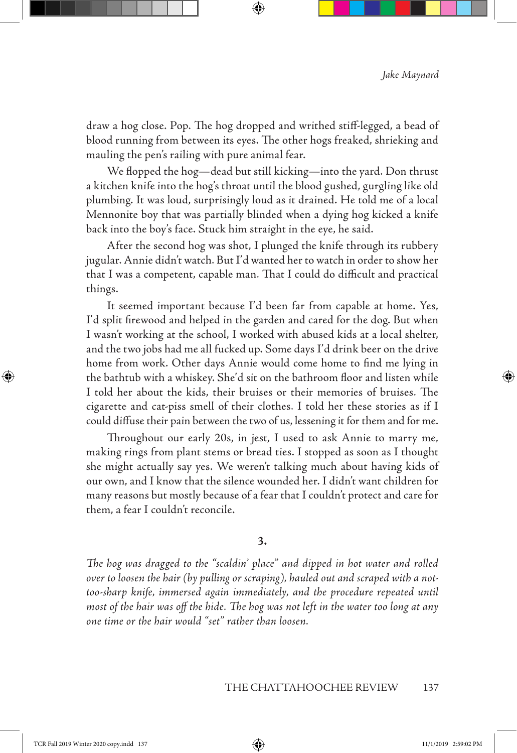draw a hog close. Pop. The hog dropped and writhed stiff-legged, a bead of blood running from between its eyes. The other hogs freaked, shrieking and mauling the pen's railing with pure animal fear.

We flopped the hog—dead but still kicking—into the yard. Don thrust a kitchen knife into the hog's throat until the blood gushed, gurgling like old plumbing. It was loud, surprisingly loud as it drained. He told me of a local Mennonite boy that was partially blinded when a dying hog kicked a knife back into the boy's face. Stuck him straight in the eye, he said.

After the second hog was shot, I plunged the knife through its rubbery jugular. Annie didn't watch. But I'd wanted her to watch in order to show her that I was a competent, capable man. That I could do difficult and practical things.

It seemed important because I'd been far from capable at home. Yes, I'd split firewood and helped in the garden and cared for the dog. But when I wasn't working at the school, I worked with abused kids at a local shelter, and the two jobs had me all fucked up. Some days I'd drink beer on the drive home from work. Other days Annie would come home to find me lying in the bathtub with a whiskey. She'd sit on the bathroom floor and listen while I told her about the kids, their bruises or their memories of bruises. The cigarette and cat-piss smell of their clothes. I told her these stories as if I could diffuse their pain between the two of us, lessening it for them and for me.

Throughout our early 20s, in jest, I used to ask Annie to marry me, making rings from plant stems or bread ties. I stopped as soon as I thought she might actually say yes. We weren't talking much about having kids of our own, and I know that the silence wounded her. I didn't want children for many reasons but mostly because of a fear that I couldn't protect and care for them, a fear I couldn't reconcile.

## 3.

*The hog was dragged to the "scaldin' place" and dipped in hot water and rolled over to loosen the hair (by pulling or scraping), hauled out and scraped with a not-too-sharp knife, immersed again immediately, and the procedure repeated until most of the hair was off the hide. The hog was not left in the water too long at any one time or the hair would "set" rather than loosen.*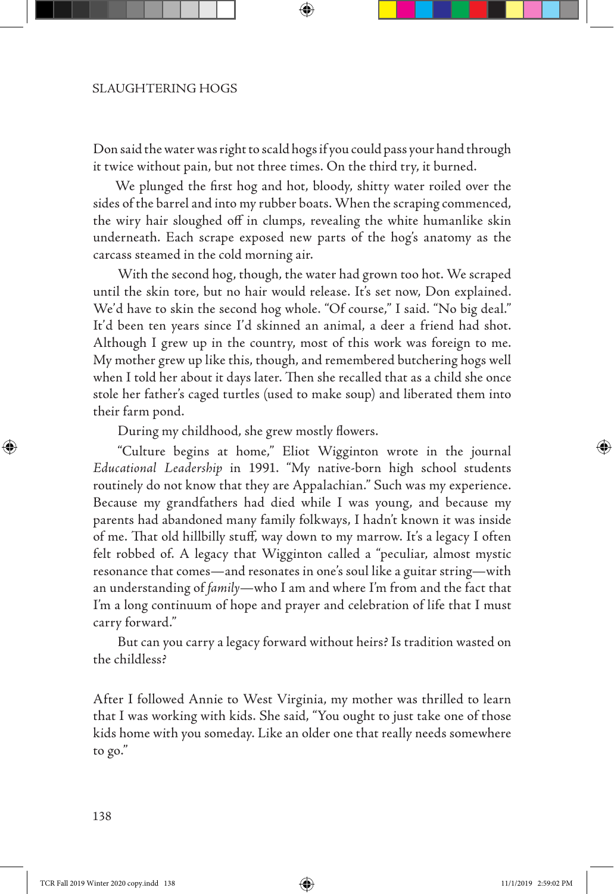Don said the water was right to scald hogs if you could pass your hand through it twice without pain, but not three times. On the third try, it burned.

We plunged the first hog and hot, bloody, shitty water roiled over the sides of the barrel and into my rubber boats. When the scraping commenced, the wiry hair sloughed off in clumps, revealing the white humanlike skin underneath. Each scrape exposed new parts of the hog's anatomy as the carcass steamed in the cold morning air.

With the second hog, though, the water had grown too hot. We scraped until the skin tore, but no hair would release. It's set now, Don explained. We'd have to skin the second hog whole. "Of course," I said. "No big deal." It'd been ten years since I'd skinned an animal, a deer a friend had shot. Although I grew up in the country, most of this work was foreign to me. My mother grew up like this, though, and remembered butchering hogs well when I told her about it days later. Then she recalled that as a child she once stole her father's caged turtles (used to make soup) and liberated them into their farm pond.

During my childhood, she grew mostly flowers.

"Culture begins at home," Eliot Wigginton wrote in the journal *Educational Leadership* in 1991. "My native-born high school students routinely do not know that they are Appalachian." Such was my experience. Because my grandfathers had died while I was young, and because my parents had abandoned many family folkways, I hadn't known it was inside of me. That old hillbilly stuff, way down to my marrow. It's a legacy I often felt robbed of. A legacy that Wigginton called a "peculiar, almost mystic resonance that comes—and resonates in one's soul like a guitar string—with an understanding of *family*—who I am and where I'm from and the fact that I'm a long continuum of hope and prayer and celebration of life that I must carry forward."

But can you carry a legacy forward without heirs? Is tradition wasted on the childless?

After I followed Annie to West Virginia, my mother was thrilled to learn that I was working with kids. She said, "You ought to just take one of those kids home with you someday. Like an older one that really needs somewhere to go."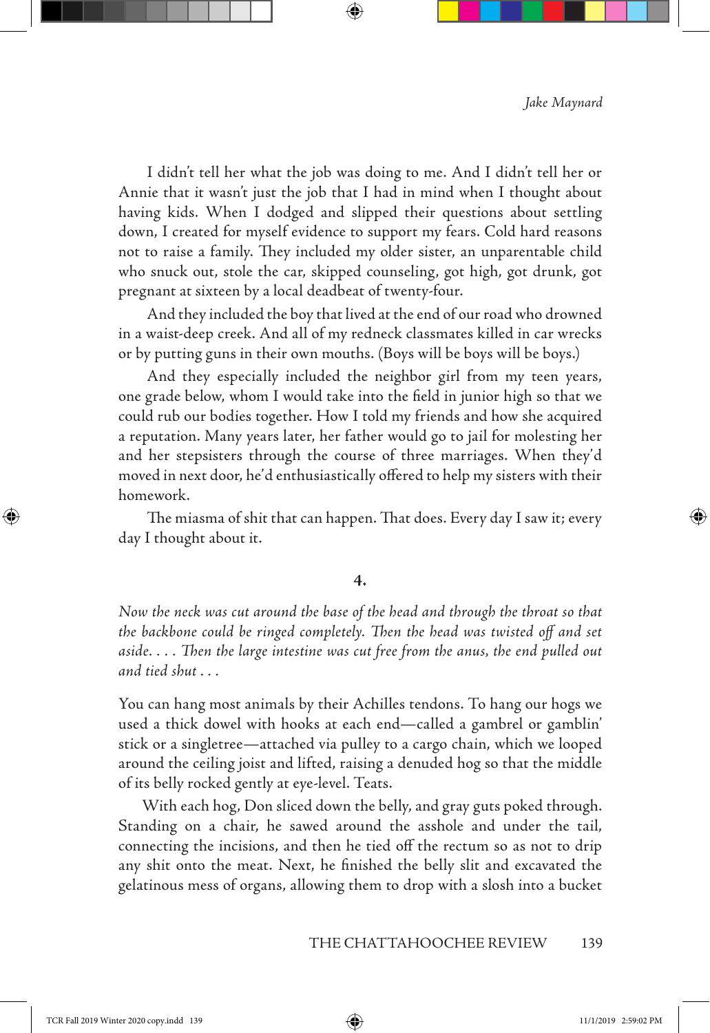I didn't tell her what the job was doing to me. And I didn't tell her or Annie that it wasn't just the job that I had in mind when I thought about having kids. When I dodged and slipped their questions about settling down, I created for myself evidence to support my fears. Cold hard reasons not to raise a family. They included my older sister, an unparentable child who snuck out, stole the car, skipped counseling, got high, got drunk, got pregnant at sixteen by a local deadbeat of twenty-four.

And they included the boy that lived at the end of our road who drowned in a waist-deep creek. And all of my redneck classmates killed in car wrecks or by putting guns in their own mouths. (Boys will be boys will be boys.)

And they especially included the neighbor girl from my teen years, one grade below, whom I would take into the field in junior high so that we could rub our bodies together. How I told my friends and how she acquired a reputation. Many years later, her father would go to jail for molesting her and her stepsisters through the course of three marriages. When they'd moved in next door, he'd enthusiastically offered to help my sisters with their homework.

The miasma of shit that can happen. That does. Every day I saw it; every day I thought about it.

**4.**

*Now the neck was cut around the base of the head and through the throat so that the backbone could be ringed completely. Then the head was twisted off and set aside. . . . Then the large intestine was cut free from the anus, the end pulled out and tied shut . . .*

You can hang most animals by their Achilles tendons. To hang our hogs we used a thick dowel with hooks at each end—called a gambrel or gamblin' stick or a singletree—attached via pulley to a cargo chain, which we looped around the ceiling joist and lifted, raising a denuded hog so that the middle of its belly rocked gently at eye-level. Teats.

With each hog, Don sliced down the belly, and gray guts poked through. Standing on a chair, he sawed around the asshole and under the tail, connecting the incisions, and then he tied off the rectum so as not to drip any shit onto the meat. Next, he finished the belly slit and excavated the gelatinous mess of organs, allowing them to drop with a slosh into a bucket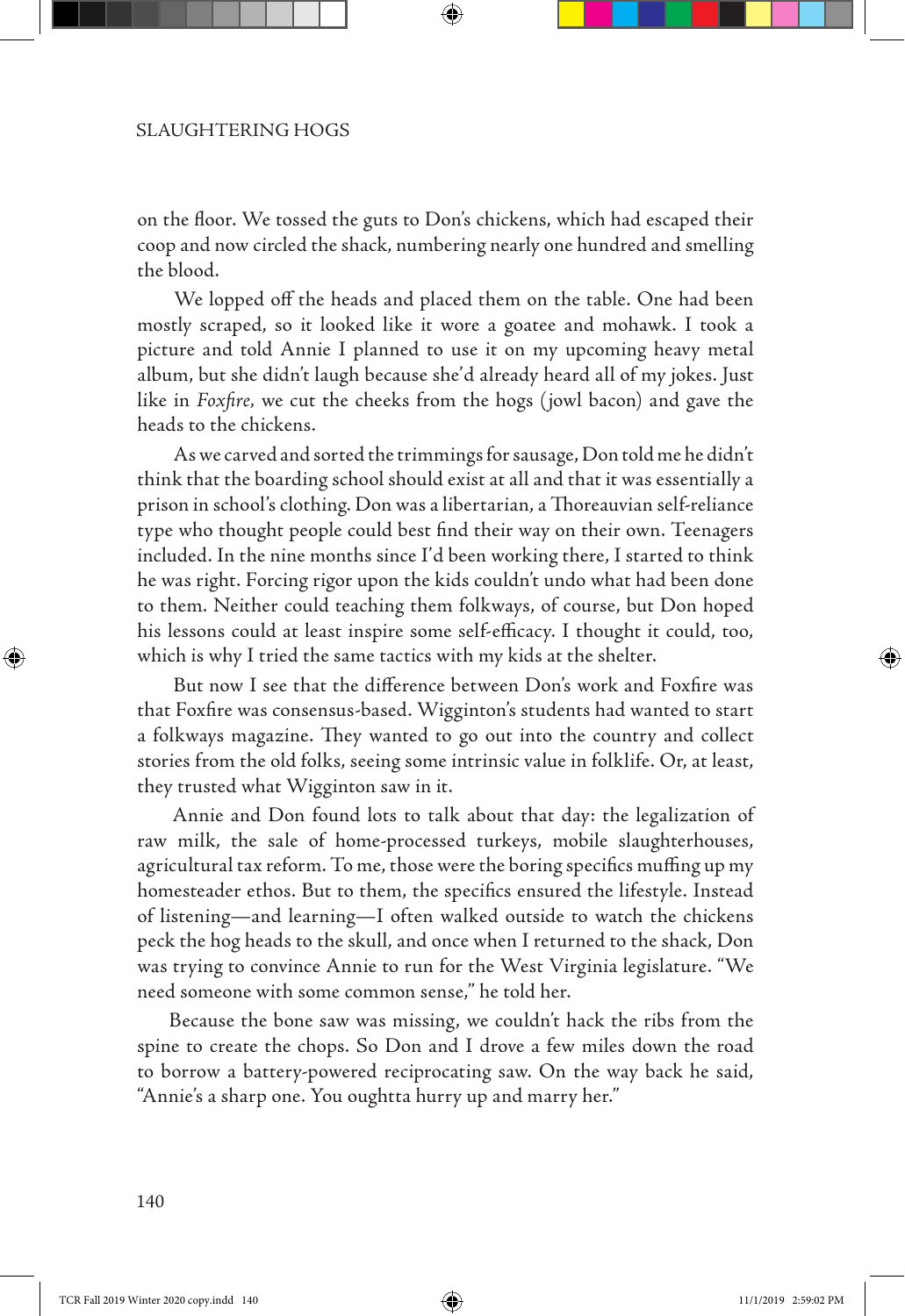on the floor. We tossed the guts to Don's chickens, which had escaped their coop and now circled the shack, numbering nearly one hundred and smelling the blood.

We lopped off the heads and placed them on the table. One had been mostly scraped, so it looked like it wore a goatee and mohawk. I took a picture and told Annie I planned to use it on my upcoming heavy metal album, but she didn't laugh because she'd already heard all of my jokes. Just like in *Foxfire,* we cut the cheeks from the hogs (jowl bacon) and gave the heads to the chickens.

As we carved and sorted the trimmings for sausage, Don told me he didn't think that the boarding school should exist at all and that it was essentially a prison in school's clothing. Don was a libertarian, a Thoreauvian self-reliance type who thought people could best find their way on their own. Teenagers included. In the nine months since I'd been working there, I started to think he was right. Forcing rigor upon the kids couldn't undo what had been done to them. Neither could teaching them folkways, of course, but Don hoped his lessons could at least inspire some self-efficacy. I thought it could, too, which is why I tried the same tactics with my kids at the shelter.

But now I see that the difference between Don's work and Foxfire was that Foxfire was consensus-based. Wigginton's students had wanted to start a folkways magazine. They wanted to go out into the country and collect stories from the old folks, seeing some intrinsic value in folklife. Or, at least, they trusted what Wigginton saw in it.

Annie and Don found lots to talk about that day: the legalization of raw milk, the sale of home-processed turkeys, mobile slaughterhouses, agricultural tax reform. To me, those were the boring specifics muffing up my homesteader ethos. But to them, the specifics ensured the lifestyle. Instead of listening—and learning—I often walked outside to watch the chickens peck the hog heads to the skull, and once when I returned to the shack, Don was trying to convince Annie to run for the West Virginia legislature. "We need someone with some common sense," he told her.

Because the bone saw was missing, we couldn't hack the ribs from the spine to create the chops. So Don and I drove a few miles down the road to borrow a battery-powered reciprocating saw. On the way back he said, "Annie's a sharp one. You oughtta hurry up and marry her."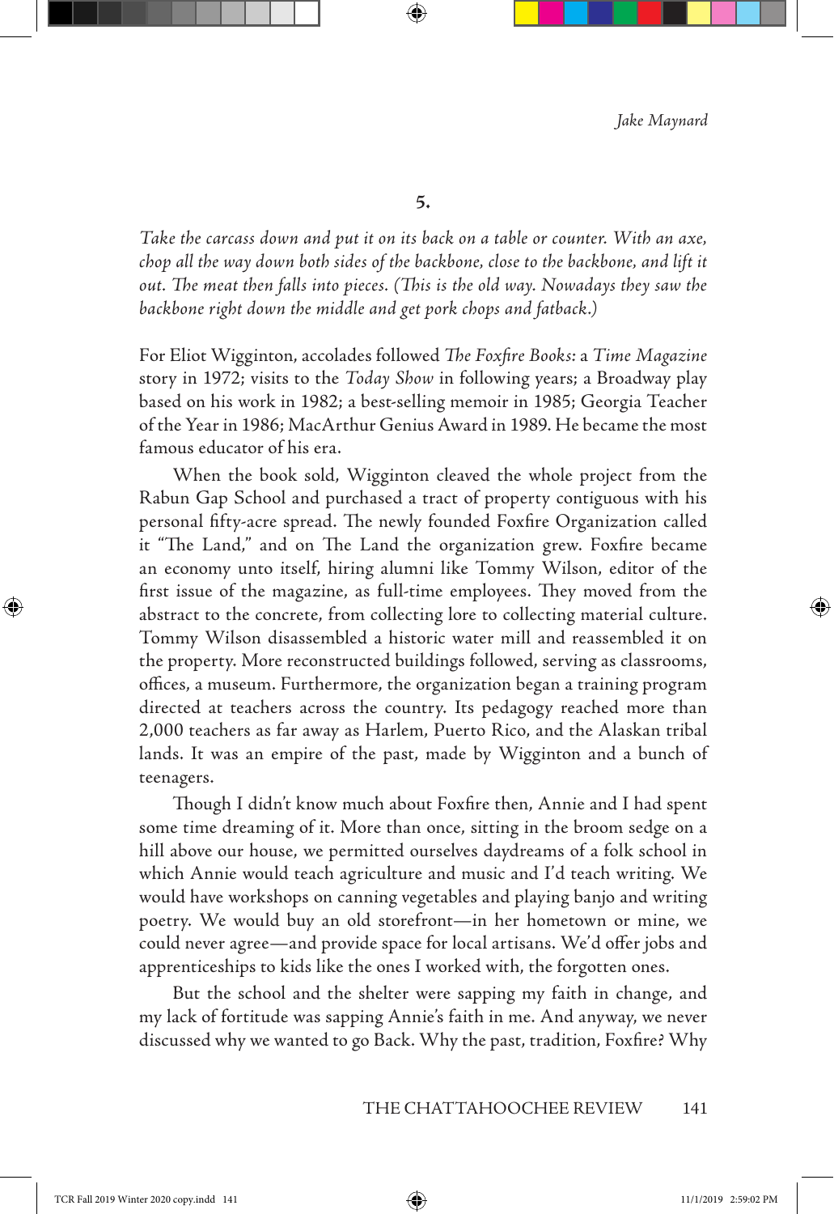## 5.

*Take the carcass down and put it on its back on a table or counter. With an axe, chop all the way down both sides of the backbone, close to the backbone, and lift it out. The meat then falls into pieces. (This is the old way. Nowadays they saw the backbone right down the middle and get pork chops and fatback.)*

For Eliot Wigginton, accolades followed *The Foxfire Books:* a *Time Magazine* story in 1972; visits to the *Today Show* in following years; a Broadway play based on his work in 1982; a best-selling memoir in 1985; Georgia Teacher of the Year in 1986; MacArthur Genius Award in 1989. He became the most famous educator of his era.

When the book sold, Wigginton cleaved the whole project from the Rabun Gap School and purchased a tract of property contiguous with his personal fifty-acre spread. The newly founded Foxfire Organization called it "The Land," and on The Land the organization grew. Foxfire became an economy unto itself, hiring alumni like Tommy Wilson, editor of the first issue of the magazine, as full-time employees. They moved from the abstract to the concrete, from collecting lore to collecting material culture. Tommy Wilson disassembled a historic water mill and reassembled it on the property. More reconstructed buildings followed, serving as classrooms, offices, a museum. Furthermore, the organization began a training program directed at teachers across the country. Its pedagogy reached more than 2,000 teachers as far away as Harlem, Puerto Rico, and the Alaskan tribal lands. It was an empire of the past, made by Wigginton and a bunch of teenagers.

Though I didn't know much about Foxfire then, Annie and I had spent some time dreaming of it. More than once, sitting in the broom sedge on a hill above our house, we permitted ourselves daydreams of a folk school in which Annie would teach agriculture and music and I'd teach writing. We would have workshops on canning vegetables and playing banjo and writing poetry. We would buy an old storefront—in her hometown or mine, we could never agree—and provide space for local artisans. We'd offer jobs and apprenticeships to kids like the ones I worked with, the forgotten ones.

But the school and the shelter were sapping my faith in change, and my lack of fortitude was sapping Annie's faith in me. And anyway, we never discussed why we wanted to go Back. Why the past, tradition, Foxfire? Why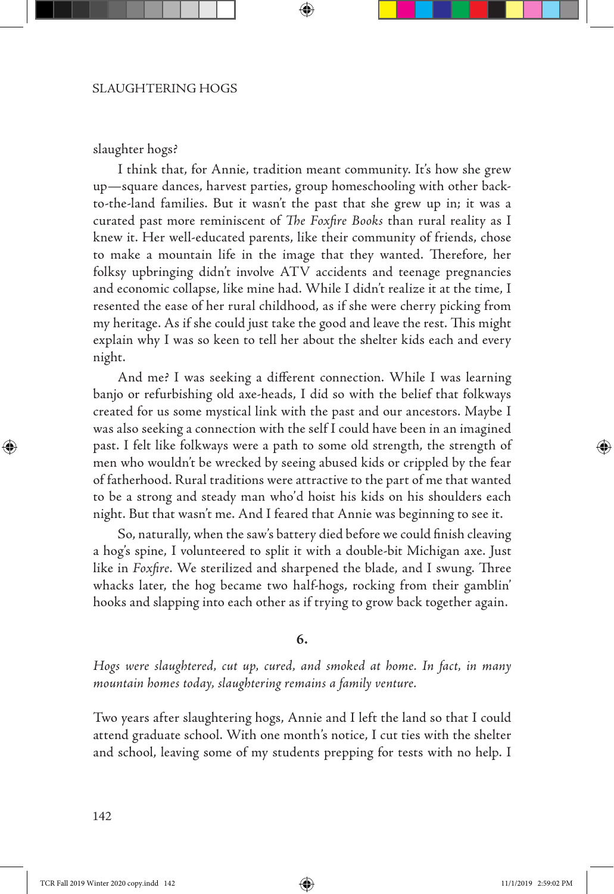slaughter hogs?

I think that, for Annie, tradition meant community. It's how she grew up—square dances, harvest parties, group homeschooling with other back-to-the-land families. But it wasn't the past that she grew up in; it was a curated past more reminiscent of *The Foxfire Books* than rural reality as I knew it. Her well-educated parents, like their community of friends, chose to make a mountain life in the image that they wanted. Therefore, her folksy upbringing didn't involve ATV accidents and teenage pregnancies and economic collapse, like mine had. While I didn't realize it at the time, I resented the ease of her rural childhood, as if she were cherry picking from my heritage. As if she could just take the good and leave the rest. This might explain why I was so keen to tell her about the shelter kids each and every night.

And me? I was seeking a different connection. While I was learning banjo or refurbishing old axe-heads, I did so with the belief that folkways created for us some mystical link with the past and our ancestors. Maybe I was also seeking a connection with the self I could have been in an imagined past. I felt like folkways were a path to some old strength, the strength of men who wouldn't be wrecked by seeing abused kids or crippled by the fear of fatherhood. Rural traditions were attractive to the part of me that wanted to be a strong and steady man who'd hoist his kids on his shoulders each night. But that wasn't me. And I feared that Annie was beginning to see it.

So, naturally, when the saw's battery died before we could finish cleaving a hog's spine, I volunteered to split it with a double-bit Michigan axe. Just like in *Foxfire*. We sterilized and sharpened the blade, and I swung. Three whacks later, the hog became two half-hogs, rocking from their gamblin' hooks and slapping into each other as if trying to grow back together again.

**6.**

*Hogs were slaughtered, cut up, cured, and smoked at home. In fact, in many mountain homes today, slaughtering remains a family venture.*

Two years after slaughtering hogs, Annie and I left the land so that I could attend graduate school. With one month's notice, I cut ties with the shelter and school, leaving some of my students prepping for tests with no help. I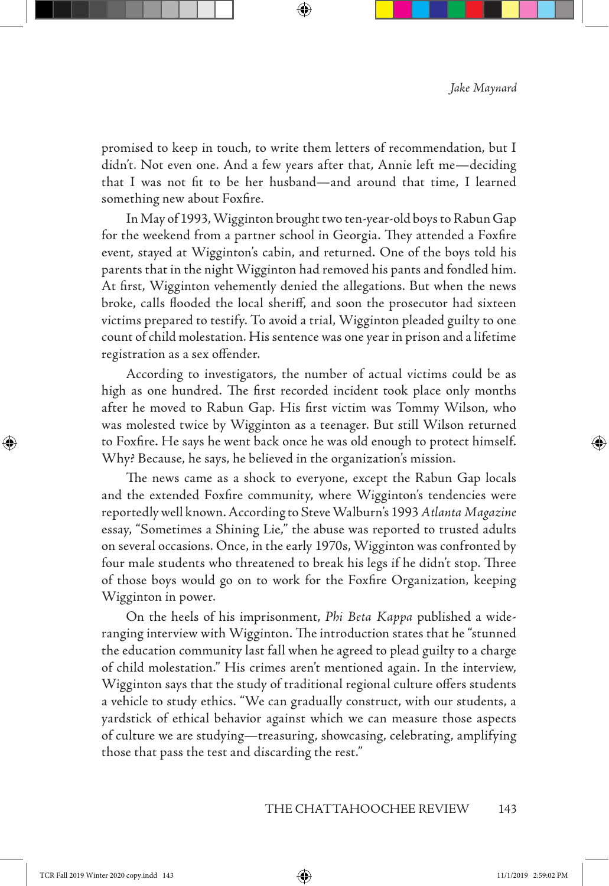promised to keep in touch, to write them letters of recommendation, but I didn't. Not even one. And a few years after that, Annie left me—deciding that I was not fit to be her husband—and around that time, I learned something new about Foxfire.

In May of 1993, Wigginton brought two ten-year-old boys to Rabun Gap for the weekend from a partner school in Georgia. They attended a Foxfire event, stayed at Wigginton's cabin, and returned. One of the boys told his parents that in the night Wigginton had removed his pants and fondled him. At first, Wigginton vehemently denied the allegations. But when the news broke, calls flooded the local sheriff, and soon the prosecutor had sixteen victims prepared to testify. To avoid a trial, Wigginton pleaded guilty to one count of child molestation. His sentence was one year in prison and a lifetime registration as a sex offender.

According to investigators, the number of actual victims could be as high as one hundred. The first recorded incident took place only months after he moved to Rabun Gap. His first victim was Tommy Wilson, who was molested twice by Wigginton as a teenager. But still Wilson returned to Foxfire. He says he went back once he was old enough to protect himself. Why? Because, he says, he believed in the organization's mission.

The news came as a shock to everyone, except the Rabun Gap locals and the extended Foxfire community, where Wigginton's tendencies were reportedly well known. According to Steve Walburn's 1993 *Atlanta Magazine* essay, "Sometimes a Shining Lie," the abuse was reported to trusted adults on several occasions. Once, in the early 1970s, Wigginton was confronted by four male students who threatened to break his legs if he didn't stop. Three of those boys would go on to work for the Foxfire Organization, keeping Wigginton in power.

On the heels of his imprisonment, *Phi Beta Kappa* published a wide-ranging interview with Wigginton. The introduction states that he "stunned the education community last fall when he agreed to plead guilty to a charge of child molestation." His crimes aren't mentioned again. In the interview, Wigginton says that the study of traditional regional culture offers students a vehicle to study ethics. "We can gradually construct, with our students, a yardstick of ethical behavior against which we can measure those aspects of culture we are studying—treasuring, showcasing, celebrating, amplifying those that pass the test and discarding the rest."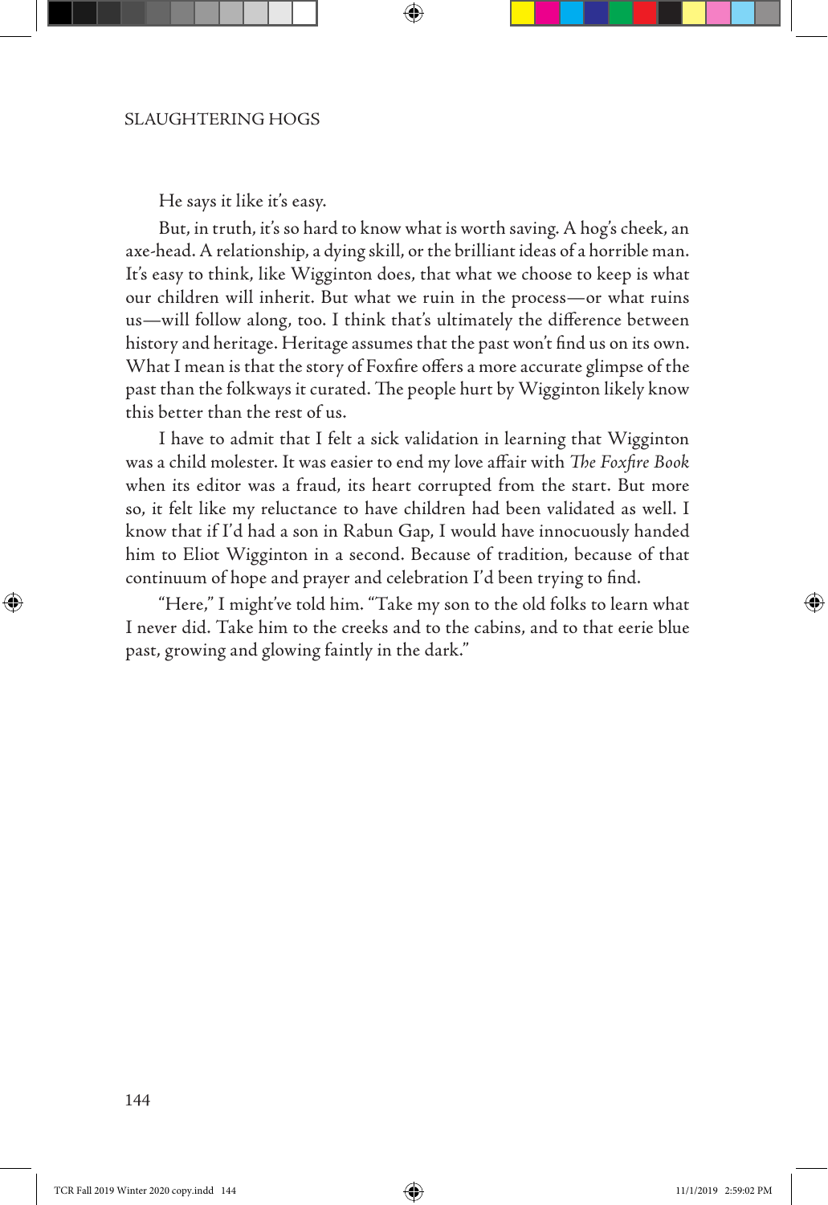He says it like it's easy.

But, in truth, it's so hard to know what is worth saving. A hog's cheek, an axe-head. A relationship, a dying skill, or the brilliant ideas of a horrible man. It's easy to think, like Wigginton does, that what we choose to keep is what our children will inherit. But what we ruin in the process—or what ruins us—will follow along, too. I think that's ultimately the difference between history and heritage. Heritage assumes that the past won't find us on its own. What I mean is that the story of Foxfire offers a more accurate glimpse of the past than the folkways it curated. The people hurt by Wigginton likely know this better than the rest of us.

I have to admit that I felt a sick validation in learning that Wigginton was a child molester. It was easier to end my love affair with *The Foxfire Book* when its editor was a fraud, its heart corrupted from the start. But more so, it felt like my reluctance to have children had been validated as well. I know that if I'd had a son in Rabun Gap, I would have innocuously handed him to Eliot Wigginton in a second. Because of tradition, because of that continuum of hope and prayer and celebration I'd been trying to find.

"Here," I might've told him. "Take my son to the old folks to learn what I never did. Take him to the creeks and to the cabins, and to that eerie blue past, growing and glowing faintly in the dark."